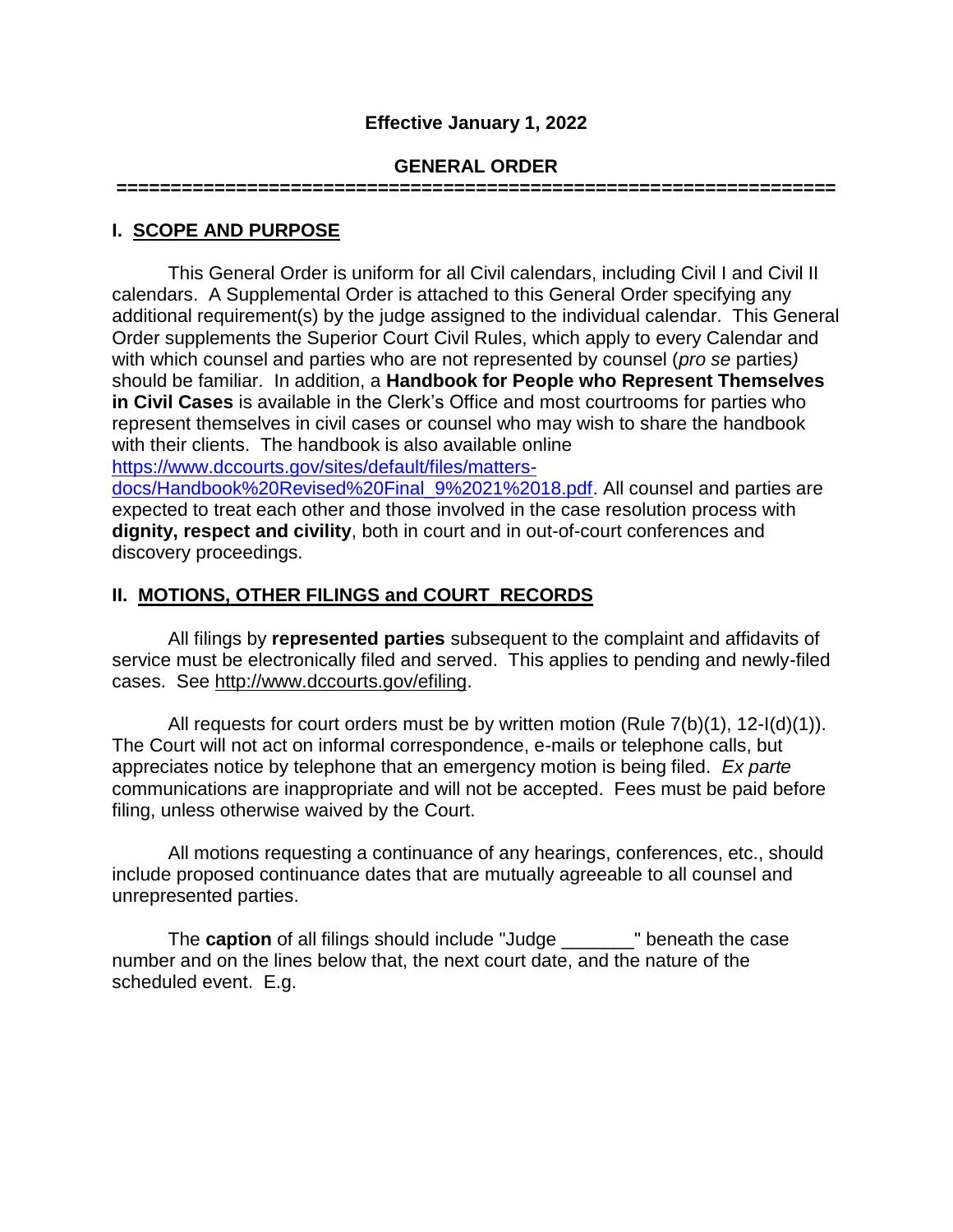**Effective January 1, 2022**

**GENERAL ORDER**

================================================================

## I. SCOPE AND PURPOSE

This General Order is uniform for all Civil calendars, including Civil I and Civil II calendars. A Supplemental Order is attached to this General Order specifying any additional requirement(s) by the judge assigned to the individual calendar. This General Order supplements the Superior Court Civil Rules, which apply to every Calendar and with which counsel and parties who are not represented by counsel (*pro se* parties) should be familiar. In addition, a **Handbook for People who Represent Themselves in Civil Cases** is available in the Clerk's Office and most courtrooms for parties who represent themselves in civil cases or counsel who may wish to share the handbook with their clients. The handbook is also available online [https://www.dccourts.gov/sites/default/files/matters-docs/Handbook%20Revised%20Final_9%2021%2018.pdf](https://www.dccourts.gov/sites/default/files/matters-docs/Handbook%20Revised%20Final_9%2021%2018.pdf). All counsel and parties are expected to treat each other and those involved in the case resolution process with **dignity, respect and civility**, both in court and in out-of-court conferences and discovery proceedings.

## II. MOTIONS, OTHER FILINGS and COURT RECORDS

All filings by **represented parties** subsequent to the complaint and affidavits of service must be electronically filed and served. This applies to pending and newly-filed cases. See http://www.dccourts.gov/efiling.

All requests for court orders must be by written motion (Rule 7(b)(1), 12-I(d)(1)). The Court will not act on informal correspondence, e-mails or telephone calls, but appreciates notice by telephone that an emergency motion is being filed. *Ex parte* communications are inappropriate and will not be accepted. Fees must be paid before filing, unless otherwise waived by the Court.

All motions requesting a continuance of any hearings, conferences, etc., should include proposed continuance dates that are mutually agreeable to all counsel and unrepresented parties.

The **caption** of all filings should include "Judge _______" beneath the case number and on the lines below that, the next court date, and the nature of the scheduled event. E.g.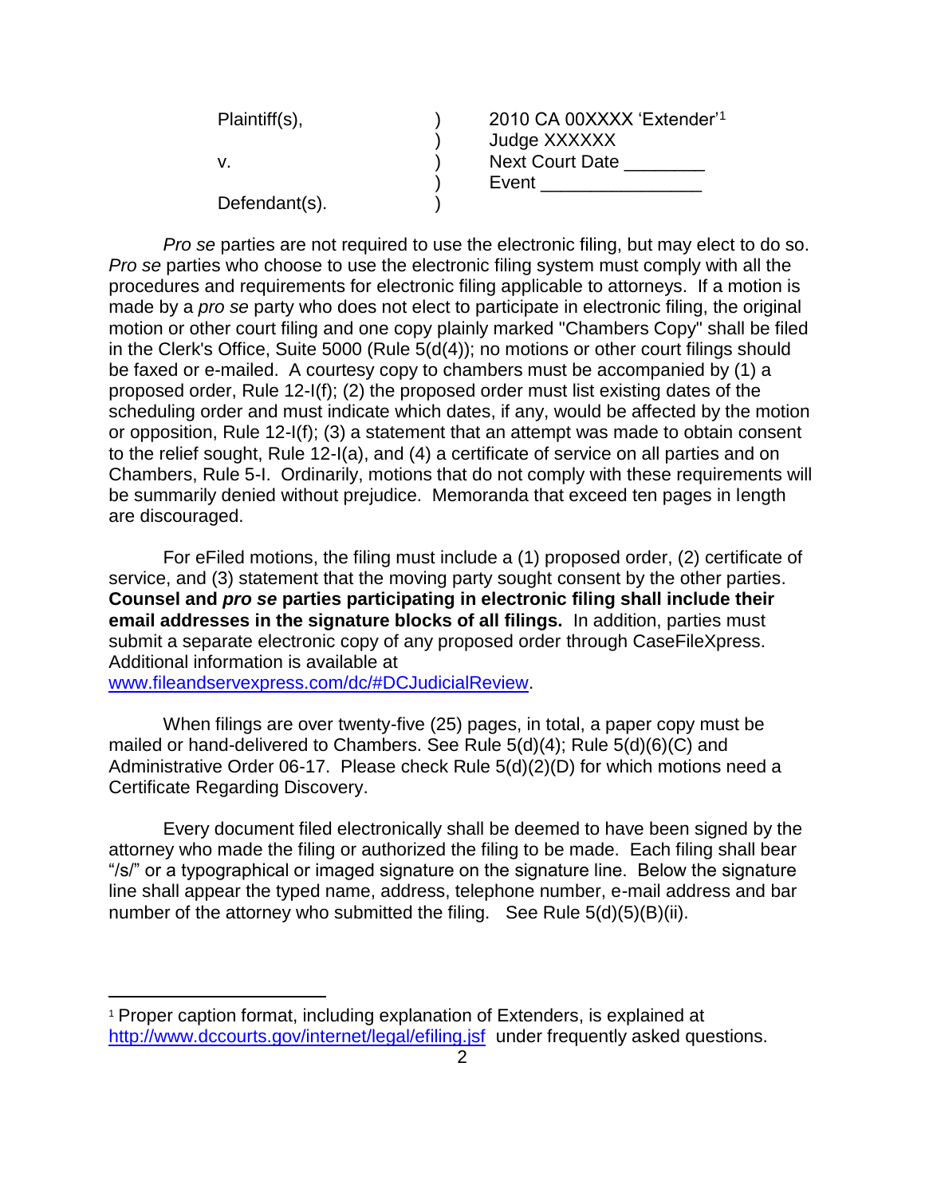| | | |
|---|---|---|
| Plaintiff(s), | ) | 2010 CA 00XXXX 'Extender'[1] |
| | ) | Judge XXXXXX |
| v. | ) | Next Court Date ________ |
| | ) | Event _______________ |
| Defendant(s). | ) | |

*Pro se* parties are not required to use the electronic filing, but may elect to do so. *Pro se* parties who choose to use the electronic filing system must comply with all the procedures and requirements for electronic filing applicable to attorneys. If a motion is made by a *pro se* party who does not elect to participate in electronic filing, the original motion or other court filing and one copy plainly marked "Chambers Copy" shall be filed in the Clerk's Office, Suite 5000 (Rule 5(d(4)); no motions or other court filings should be faxed or e-mailed. A courtesy copy to chambers must be accompanied by (1) a proposed order, Rule 12-I(f); (2) the proposed order must list existing dates of the scheduling order and must indicate which dates, if any, would be affected by the motion or opposition, Rule 12-I(f); (3) a statement that an attempt was made to obtain consent to the relief sought, Rule 12-I(a), and (4) a certificate of service on all parties and on Chambers, Rule 5-I. Ordinarily, motions that do not comply with these requirements will be summarily denied without prejudice. Memoranda that exceed ten pages in length are discouraged.

For eFiled motions, the filing must include a (1) proposed order, (2) certificate of service, and (3) statement that the moving party sought consent by the other parties. **Counsel and *pro se* parties participating in electronic filing shall include their email addresses in the signature blocks of all filings.** In addition, parties must submit a separate electronic copy of any proposed order through CaseFileXpress. Additional information is available at www.fileandservexpress.com/dc/#DCJudicialReview.

When filings are over twenty-five (25) pages, in total, a paper copy must be mailed or hand-delivered to Chambers. See Rule 5(d)(4); Rule 5(d)(6)(C) and Administrative Order 06-17. Please check Rule 5(d)(2)(D) for which motions need a Certificate Regarding Discovery.

Every document filed electronically shall be deemed to have been signed by the attorney who made the filing or authorized the filing to be made. Each filing shall bear "/s/" or a typographical or imaged signature on the signature line. Below the signature line shall appear the typed name, address, telephone number, e-mail address and bar number of the attorney who submitted the filing. See Rule 5(d)(5)(B)(ii).

---

[1] Proper caption format, including explanation of Extenders, is explained at http://www.dccourts.gov/internet/legal/efiling.jsf under frequently asked questions.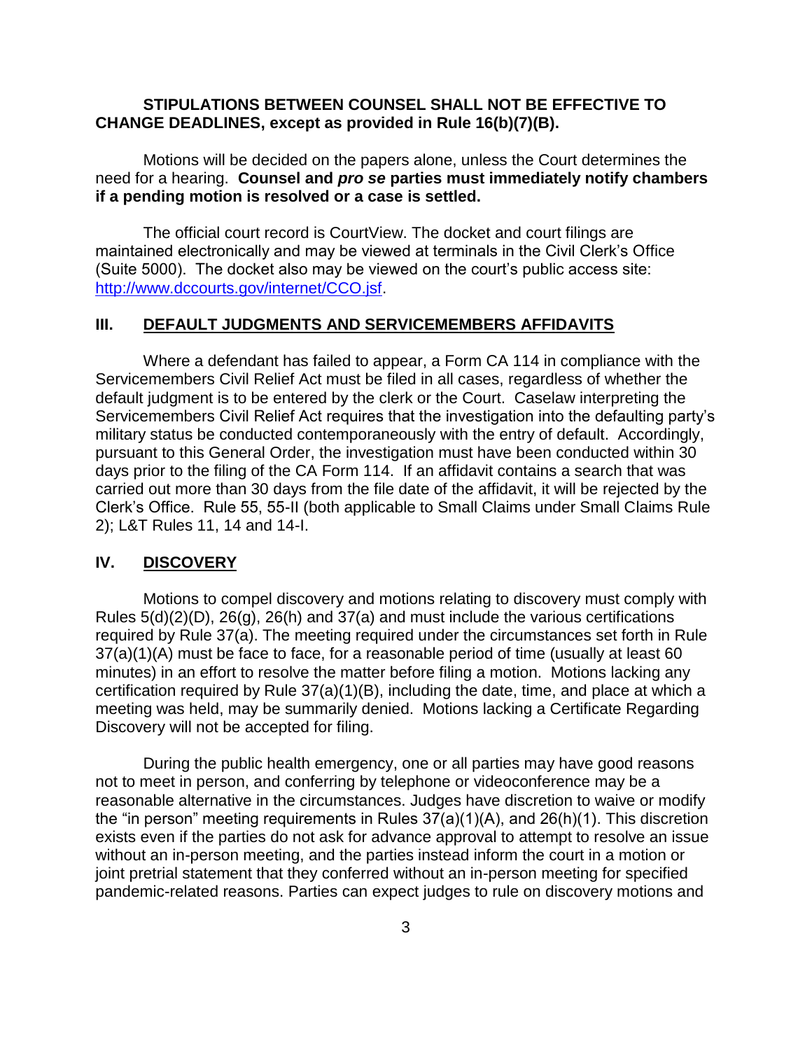**STIPULATIONS BETWEEN COUNSEL SHALL NOT BE EFFECTIVE TO CHANGE DEADLINES, except as provided in Rule 16(b)(7)(B).**

Motions will be decided on the papers alone, unless the Court determines the need for a hearing. **Counsel and *pro se* parties must immediately notify chambers if a pending motion is resolved or a case is settled.**

The official court record is CourtView. The docket and court filings are maintained electronically and may be viewed at terminals in the Civil Clerk's Office (Suite 5000). The docket also may be viewed on the court's public access site: [http://www.dccourts.gov/internet/CCO.jsf](http://www.dccourts.gov/internet/CCO.jsf).

## III. DEFAULT JUDGMENTS AND SERVICEMEMBERS AFFIDAVITS

Where a defendant has failed to appear, a Form CA 114 in compliance with the Servicemembers Civil Relief Act must be filed in all cases, regardless of whether the default judgment is to be entered by the clerk or the Court. Caselaw interpreting the Servicemembers Civil Relief Act requires that the investigation into the defaulting party's military status be conducted contemporaneously with the entry of default. Accordingly, pursuant to this General Order, the investigation must have been conducted within 30 days prior to the filing of the CA Form 114. If an affidavit contains a search that was carried out more than 30 days from the file date of the affidavit, it will be rejected by the Clerk's Office. Rule 55, 55-II (both applicable to Small Claims under Small Claims Rule 2); L&T Rules 11, 14 and 14-I.

## IV. DISCOVERY

Motions to compel discovery and motions relating to discovery must comply with Rules 5(d)(2)(D), 26(g), 26(h) and 37(a) and must include the various certifications required by Rule 37(a). The meeting required under the circumstances set forth in Rule 37(a)(1)(A) must be face to face, for a reasonable period of time (usually at least 60 minutes) in an effort to resolve the matter before filing a motion. Motions lacking any certification required by Rule 37(a)(1)(B), including the date, time, and place at which a meeting was held, may be summarily denied. Motions lacking a Certificate Regarding Discovery will not be accepted for filing.

During the public health emergency, one or all parties may have good reasons not to meet in person, and conferring by telephone or videoconference may be a reasonable alternative in the circumstances. Judges have discretion to waive or modify the "in person" meeting requirements in Rules 37(a)(1)(A), and 26(h)(1). This discretion exists even if the parties do not ask for advance approval to attempt to resolve an issue without an in-person meeting, and the parties instead inform the court in a motion or joint pretrial statement that they conferred without an in-person meeting for specified pandemic-related reasons. Parties can expect judges to rule on discovery motions and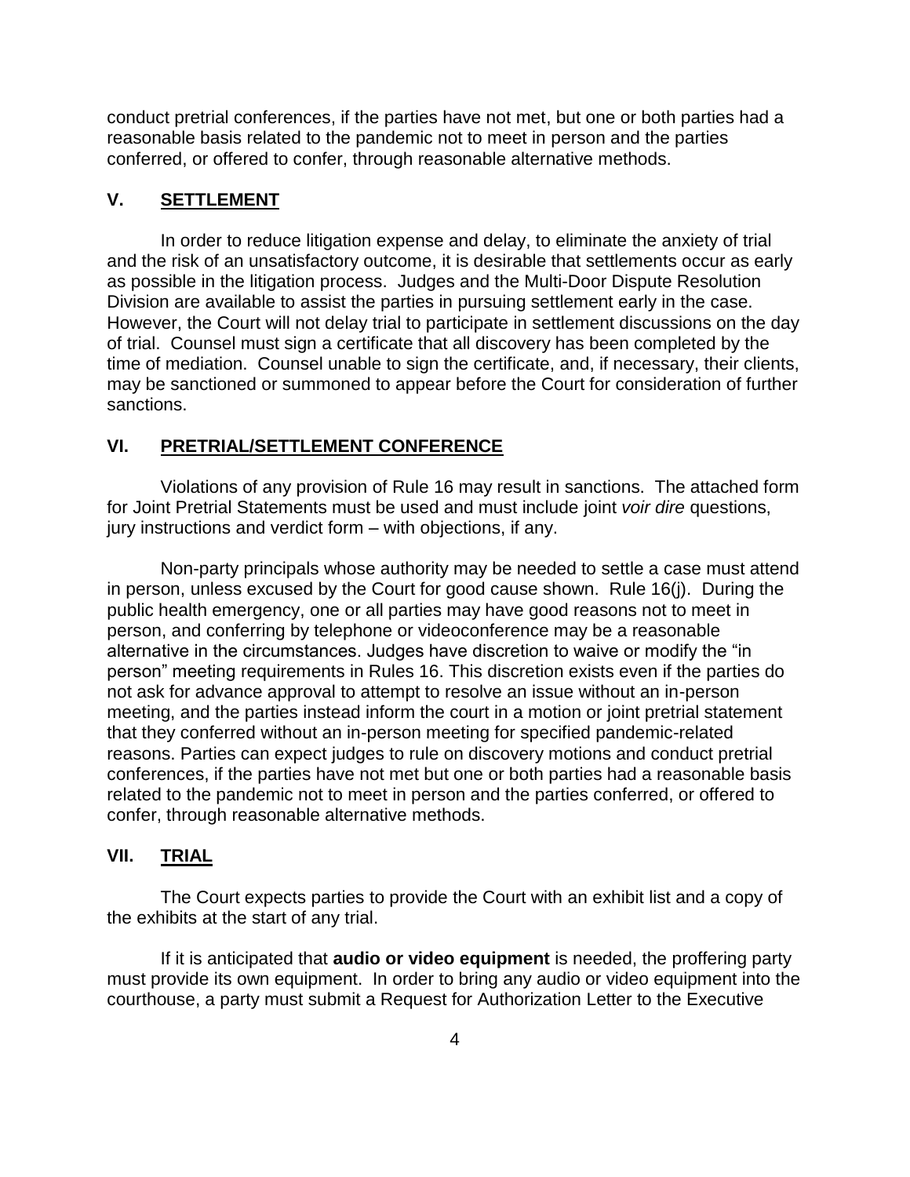conduct pretrial conferences, if the parties have not met, but one or both parties had a reasonable basis related to the pandemic not to meet in person and the parties conferred, or offered to confer, through reasonable alternative methods.

## V. **SETTLEMENT**

In order to reduce litigation expense and delay, to eliminate the anxiety of trial and the risk of an unsatisfactory outcome, it is desirable that settlements occur as early as possible in the litigation process. Judges and the Multi-Door Dispute Resolution Division are available to assist the parties in pursuing settlement early in the case. However, the Court will not delay trial to participate in settlement discussions on the day of trial. Counsel must sign a certificate that all discovery has been completed by the time of mediation. Counsel unable to sign the certificate, and, if necessary, their clients, may be sanctioned or summoned to appear before the Court for consideration of further sanctions.

## VI. **PRETRIAL/SETTLEMENT CONFERENCE**

Violations of any provision of Rule 16 may result in sanctions. The attached form for Joint Pretrial Statements must be used and must include joint *voir dire* questions, jury instructions and verdict form – with objections, if any.

Non-party principals whose authority may be needed to settle a case must attend in person, unless excused by the Court for good cause shown. Rule 16(j). During the public health emergency, one or all parties may have good reasons not to meet in person, and conferring by telephone or videoconference may be a reasonable alternative in the circumstances. Judges have discretion to waive or modify the "in person" meeting requirements in Rules 16. This discretion exists even if the parties do not ask for advance approval to attempt to resolve an issue without an in-person meeting, and the parties instead inform the court in a motion or joint pretrial statement that they conferred without an in-person meeting for specified pandemic-related reasons. Parties can expect judges to rule on discovery motions and conduct pretrial conferences, if the parties have not met but one or both parties had a reasonable basis related to the pandemic not to meet in person and the parties conferred, or offered to confer, through reasonable alternative methods.

## VII. **TRIAL**

The Court expects parties to provide the Court with an exhibit list and a copy of the exhibits at the start of any trial.

If it is anticipated that **audio or video equipment** is needed, the proffering party must provide its own equipment. In order to bring any audio or video equipment into the courthouse, a party must submit a Request for Authorization Letter to the Executive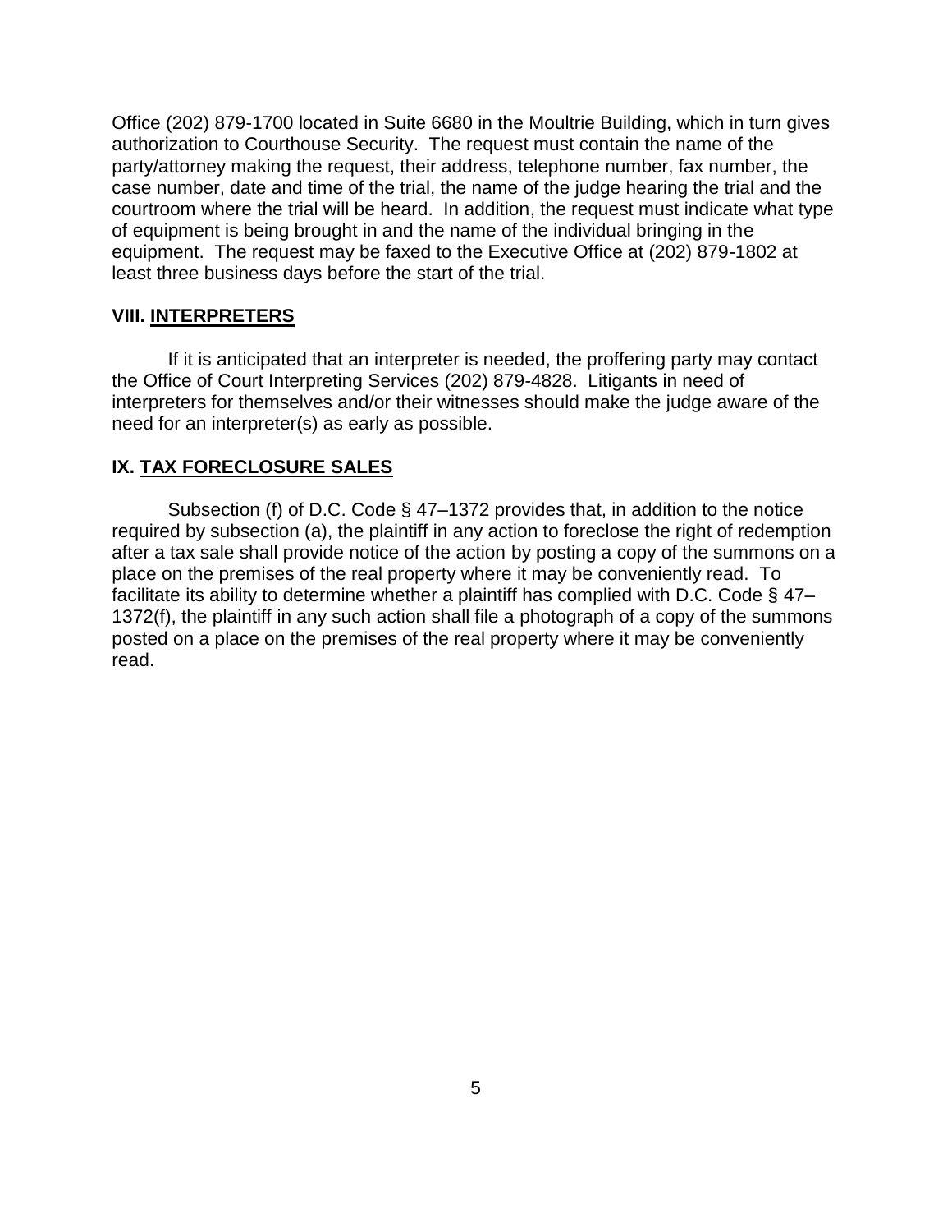Office (202) 879-1700 located in Suite 6680 in the Moultrie Building, which in turn gives authorization to Courthouse Security. The request must contain the name of the party/attorney making the request, their address, telephone number, fax number, the case number, date and time of the trial, the name of the judge hearing the trial and the courtroom where the trial will be heard. In addition, the request must indicate what type of equipment is being brought in and the name of the individual bringing in the equipment. The request may be faxed to the Executive Office at (202) 879-1802 at least three business days before the start of the trial.

## VIII. INTERPRETERS

If it is anticipated that an interpreter is needed, the proffering party may contact the Office of Court Interpreting Services (202) 879-4828. Litigants in need of interpreters for themselves and/or their witnesses should make the judge aware of the need for an interpreter(s) as early as possible.

## IX. TAX FORECLOSURE SALES

Subsection (f) of D.C. Code § 47–1372 provides that, in addition to the notice required by subsection (a), the plaintiff in any action to foreclose the right of redemption after a tax sale shall provide notice of the action by posting a copy of the summons on a place on the premises of the real property where it may be conveniently read. To facilitate its ability to determine whether a plaintiff has complied with D.C. Code § 47–1372(f), the plaintiff in any such action shall file a photograph of a copy of the summons posted on a place on the premises of the real property where it may be conveniently read.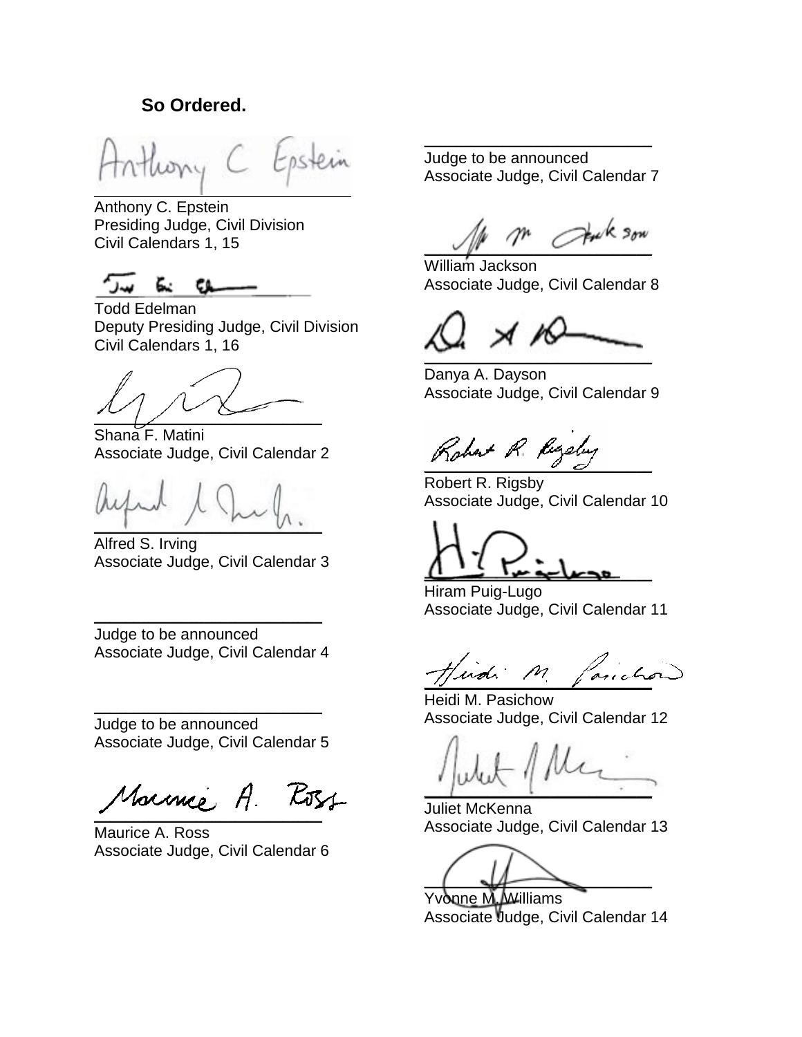**So Ordered.**

Anthony C. Epstein
Presiding Judge, Civil Division
Civil Calendars 1, 15

Todd Edelman
Deputy Presiding Judge, Civil Division
Civil Calendars 1, 16

Shana F. Matini
Associate Judge, Civil Calendar 2

Alfred S. Irving
Associate Judge, Civil Calendar 3

Judge to be announced
Associate Judge, Civil Calendar 4

Judge to be announced
Associate Judge, Civil Calendar 5

Maurice A. Ross
Associate Judge, Civil Calendar 6

Judge to be announced
Associate Judge, Civil Calendar 7

William Jackson
Associate Judge, Civil Calendar 8

Danya A. Dayson
Associate Judge, Civil Calendar 9

Robert R. Rigsby
Associate Judge, Civil Calendar 10

Hiram Puig-Lugo
Associate Judge, Civil Calendar 11

Heidi M. Pasichow
Associate Judge, Civil Calendar 12

Juliet McKenna
Associate Judge, Civil Calendar 13

Yvonne M. Williams
Associate Judge, Civil Calendar 14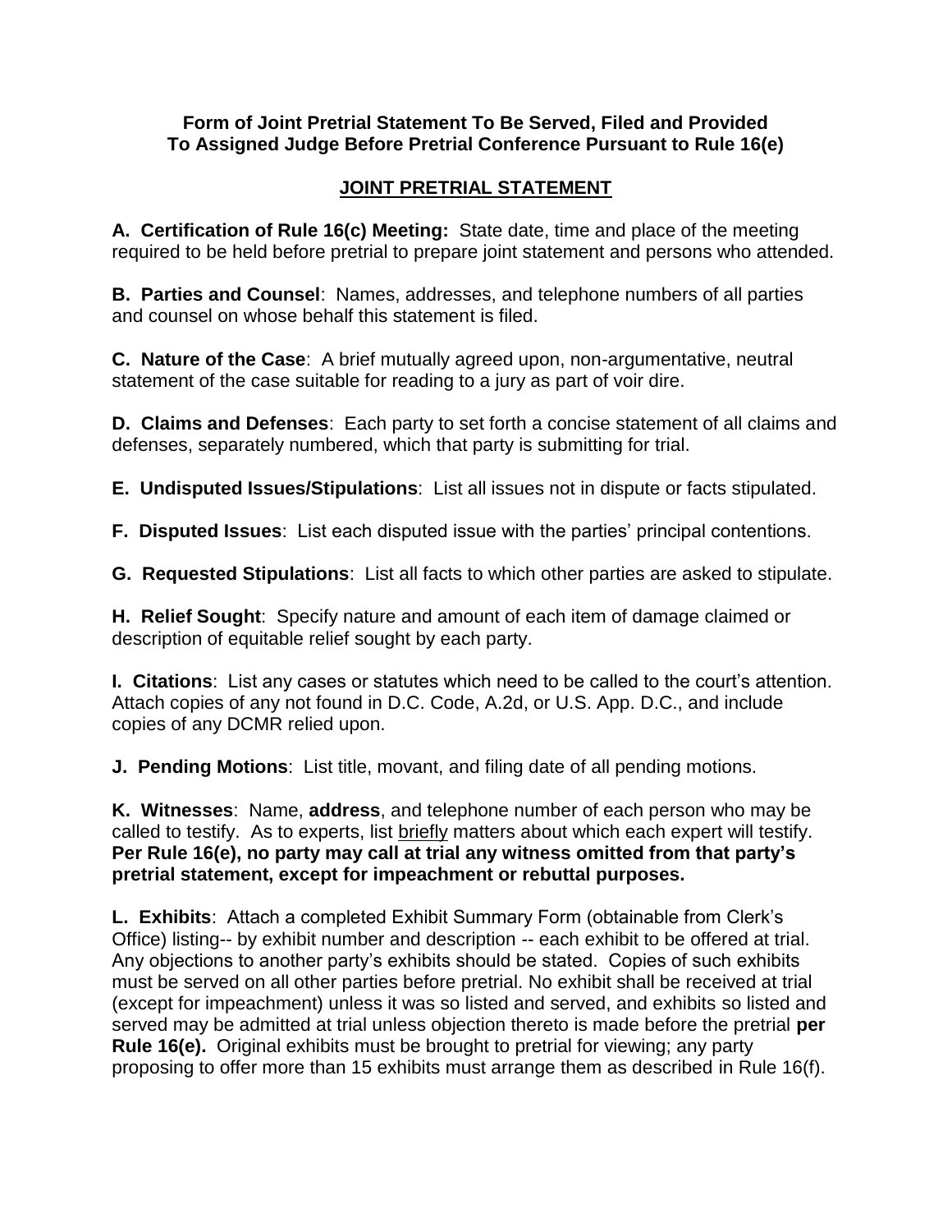**Form of Joint Pretrial Statement To Be Served, Filed and Provided To Assigned Judge Before Pretrial Conference Pursuant to Rule 16(e)**

## JOINT PRETRIAL STATEMENT

**A. Certification of Rule 16(c) Meeting:** State date, time and place of the meeting required to be held before pretrial to prepare joint statement and persons who attended.

**B. Parties and Counsel**: Names, addresses, and telephone numbers of all parties and counsel on whose behalf this statement is filed.

**C. Nature of the Case**: A brief mutually agreed upon, non-argumentative, neutral statement of the case suitable for reading to a jury as part of voir dire.

**D. Claims and Defenses**: Each party to set forth a concise statement of all claims and defenses, separately numbered, which that party is submitting for trial.

**E. Undisputed Issues/Stipulations**: List all issues not in dispute or facts stipulated.

**F. Disputed Issues**: List each disputed issue with the parties' principal contentions.

**G. Requested Stipulations**: List all facts to which other parties are asked to stipulate.

**H. Relief Sought**: Specify nature and amount of each item of damage claimed or description of equitable relief sought by each party.

**I. Citations**: List any cases or statutes which need to be called to the court's attention. Attach copies of any not found in D.C. Code, A.2d, or U.S. App. D.C., and include copies of any DCMR relied upon.

**J. Pending Motions**: List title, movant, and filing date of all pending motions.

**K. Witnesses**: Name, **address**, and telephone number of each person who may be called to testify. As to experts, list briefly matters about which each expert will testify. **Per Rule 16(e), no party may call at trial any witness omitted from that party's pretrial statement, except for impeachment or rebuttal purposes.**

**L. Exhibits**: Attach a completed Exhibit Summary Form (obtainable from Clerk's Office) listing-- by exhibit number and description -- each exhibit to be offered at trial. Any objections to another party's exhibits should be stated. Copies of such exhibits must be served on all other parties before pretrial. No exhibit shall be received at trial (except for impeachment) unless it was so listed and served, and exhibits so listed and served may be admitted at trial unless objection thereto is made before the pretrial **per Rule 16(e).** Original exhibits must be brought to pretrial for viewing; any party proposing to offer more than 15 exhibits must arrange them as described in Rule 16(f).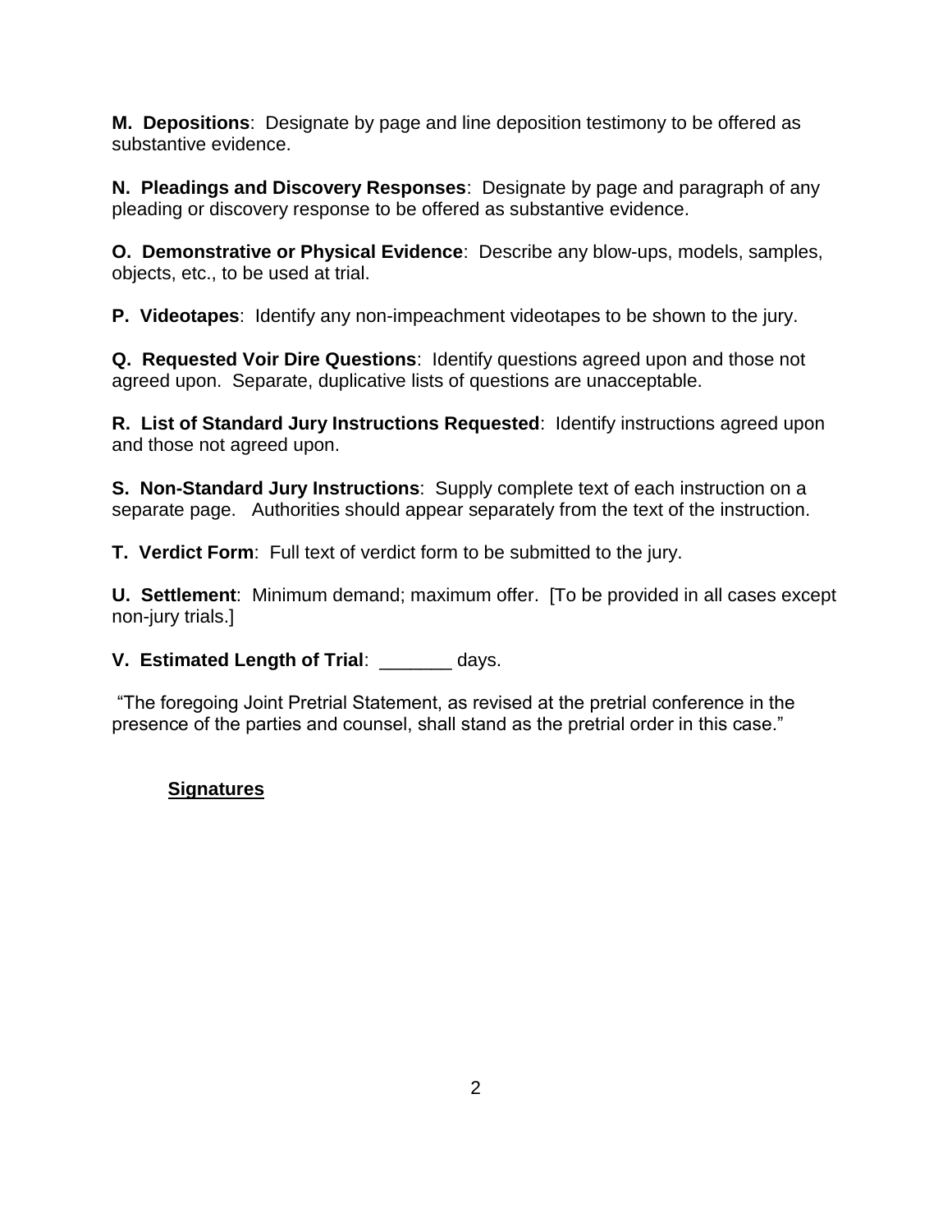**M. Depositions**: Designate by page and line deposition testimony to be offered as substantive evidence.

**N. Pleadings and Discovery Responses**: Designate by page and paragraph of any pleading or discovery response to be offered as substantive evidence.

**O. Demonstrative or Physical Evidence**: Describe any blow-ups, models, samples, objects, etc., to be used at trial.

**P. Videotapes**: Identify any non-impeachment videotapes to be shown to the jury.

**Q. Requested Voir Dire Questions**: Identify questions agreed upon and those not agreed upon. Separate, duplicative lists of questions are unacceptable.

**R. List of Standard Jury Instructions Requested**: Identify instructions agreed upon and those not agreed upon.

**S. Non-Standard Jury Instructions**: Supply complete text of each instruction on a separate page. Authorities should appear separately from the text of the instruction.

**T. Verdict Form**: Full text of verdict form to be submitted to the jury.

**U. Settlement**: Minimum demand; maximum offer. [To be provided in all cases except non-jury trials.]

**V. Estimated Length of Trial**: _______ days.

"The foregoing Joint Pretrial Statement, as revised at the pretrial conference in the presence of the parties and counsel, shall stand as the pretrial order in this case."

**Signatures**